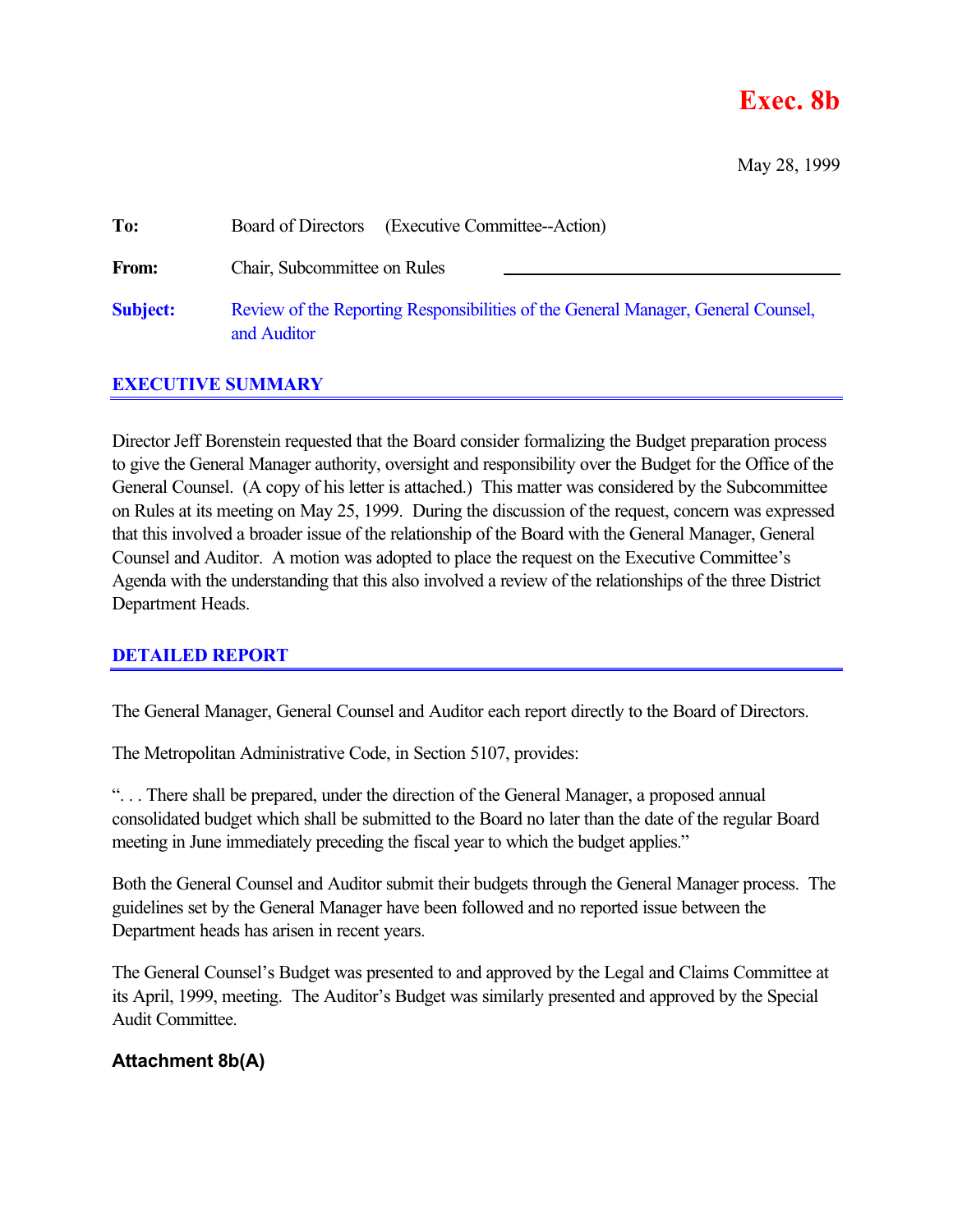**Exec. 8b**

May 28, 1999

| | |
|---|---|
| **To:** | Board of Directors (Executive Committee--Action) |
| **From:** | Chair, Subcommittee on Rules |
| **Subject:** | Review of the Reporting Responsibilities of the General Manager, General Counsel, and Auditor |

## EXECUTIVE SUMMARY

Director Jeff Borenstein requested that the Board consider formalizing the Budget preparation process to give the General Manager authority, oversight and responsibility over the Budget for the Office of the General Counsel. (A copy of his letter is attached.) This matter was considered by the Subcommittee on Rules at its meeting on May 25, 1999. During the discussion of the request, concern was expressed that this involved a broader issue of the relationship of the Board with the General Manager, General Counsel and Auditor. A motion was adopted to place the request on the Executive Committee's Agenda with the understanding that this also involved a review of the relationships of the three District Department Heads.

## DETAILED REPORT

The General Manager, General Counsel and Auditor each report directly to the Board of Directors.

The Metropolitan Administrative Code, in Section 5107, provides:

". . . There shall be prepared, under the direction of the General Manager, a proposed annual consolidated budget which shall be submitted to the Board no later than the date of the regular Board meeting in June immediately preceding the fiscal year to which the budget applies."

Both the General Counsel and Auditor submit their budgets through the General Manager process. The guidelines set by the General Manager have been followed and no reported issue between the Department heads has arisen in recent years.

The General Counsel's Budget was presented to and approved by the Legal and Claims Committee at its April, 1999, meeting. The Auditor's Budget was similarly presented and approved by the Special Audit Committee.

**Attachment 8b(A)**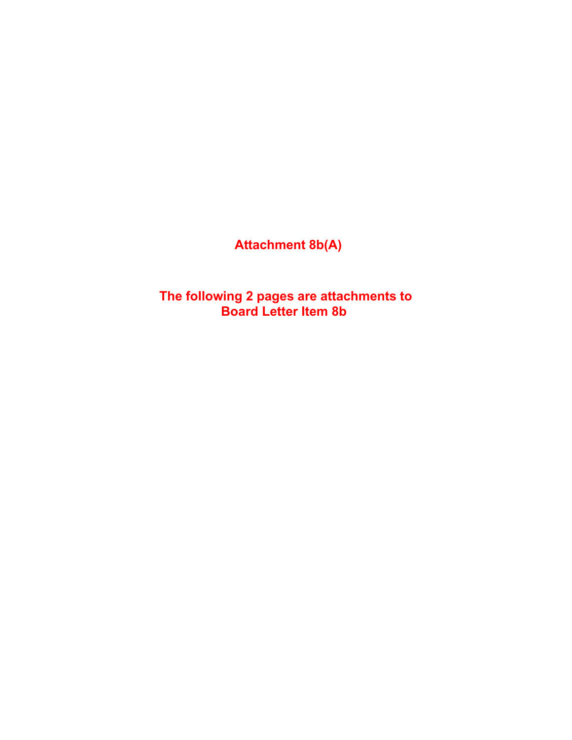**Attachment 8b(A)**

**The following 2 pages are attachments to Board Letter Item 8b**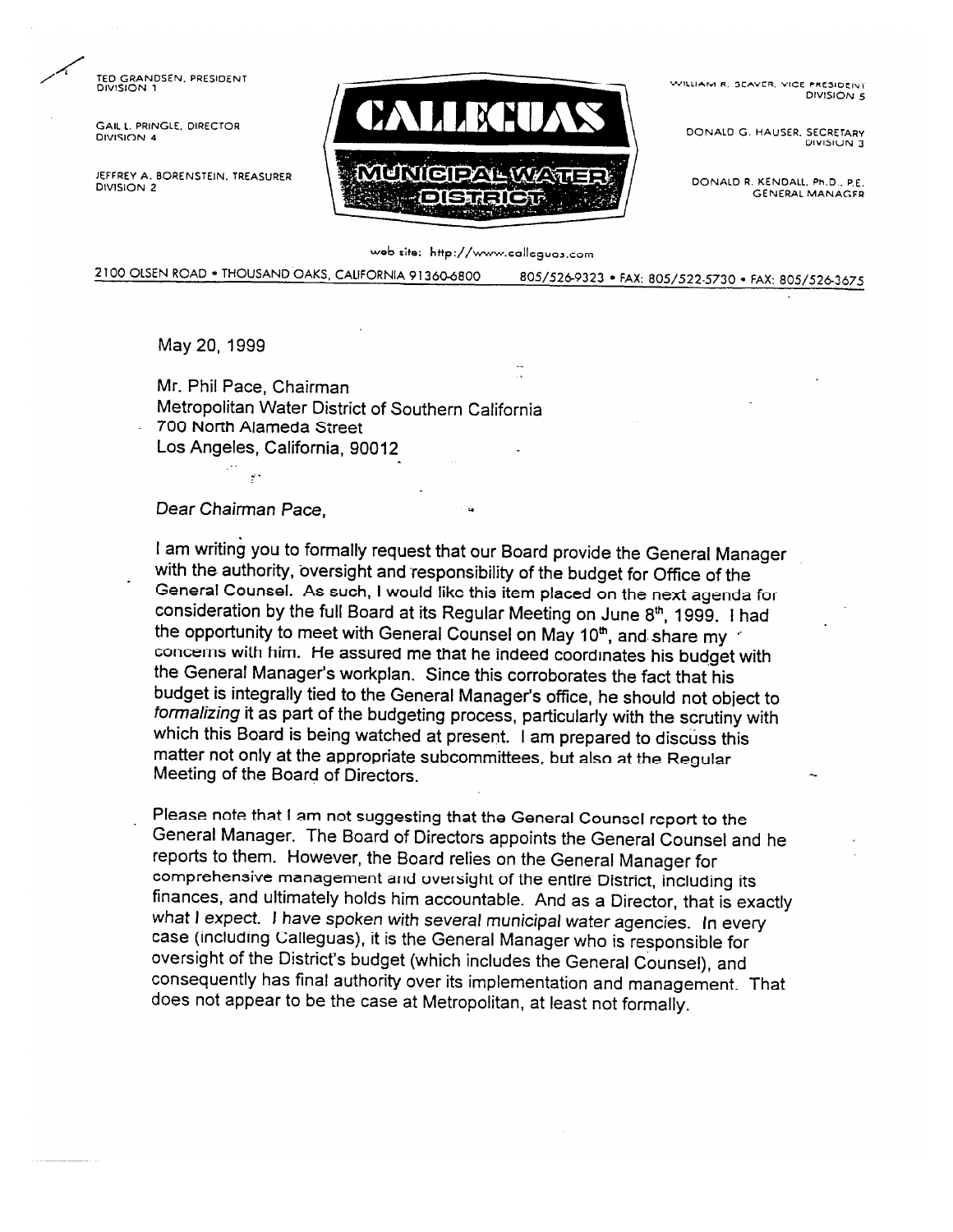TED GRANDSEN, PRESIDENT
DIVISION 1

GAIL L. PRINGLE, DIRECTOR
DIVISION 4

JEFFREY A. BORENSTEIN, TREASURER
DIVISION 2

**CALLEGUAS**
**MUNICIPAL WATER DISTRICT**

WILLIAM R. SEAVER, VICE PRESIDENT
DIVISION 5

DONALD G. HAUSER, SECRETARY
DIVISION 3

DONALD R. KENDALL, Ph.D., P.E.
GENERAL MANAGER

web site: http://www.calleguas.com

2100 OLSEN ROAD • THOUSAND OAKS, CALIFORNIA 91360-6800 805/526-9323 • FAX: 805/522-5730 • FAX: 805/526-3675

May 20, 1999

Mr. Phil Pace, Chairman
Metropolitan Water District of Southern California
700 North Alameda Street
Los Angeles, California, 90012

Dear Chairman Pace,

I am writing you to formally request that our Board provide the General Manager with the authority, oversight and responsibility of the budget for Office of the General Counsel. As such, I would like this item placed on the next agenda for consideration by the full Board at its Regular Meeting on June 8th, 1999. I had the opportunity to meet with General Counsel on May 10th, and share my concerns with him. He assured me that he indeed coordinates his budget with the General Manager's workplan. Since this corroborates the fact that his budget is integrally tied to the General Manager's office, he should not object to *formalizing* it as part of the budgeting process, particularly with the scrutiny with which this Board is being watched at present. I am prepared to discuss this matter not only at the appropriate subcommittees, but also at the Regular Meeting of the Board of Directors.

Please note that I am not suggesting that the General Counsel report to the General Manager. The Board of Directors appoints the General Counsel and he reports to them. However, the Board relies on the General Manager for comprehensive management and oversight of the entire District, including its finances, and ultimately holds him accountable. And as a Director, that is exactly what I expect. *I have spoken with several municipal water agencies.* In every case (including Calleguas), it is the General Manager who is responsible for oversight of the District's budget (which includes the General Counsel), and consequently has final authority over its implementation and management. That does not appear to be the case at Metropolitan, at least not formally.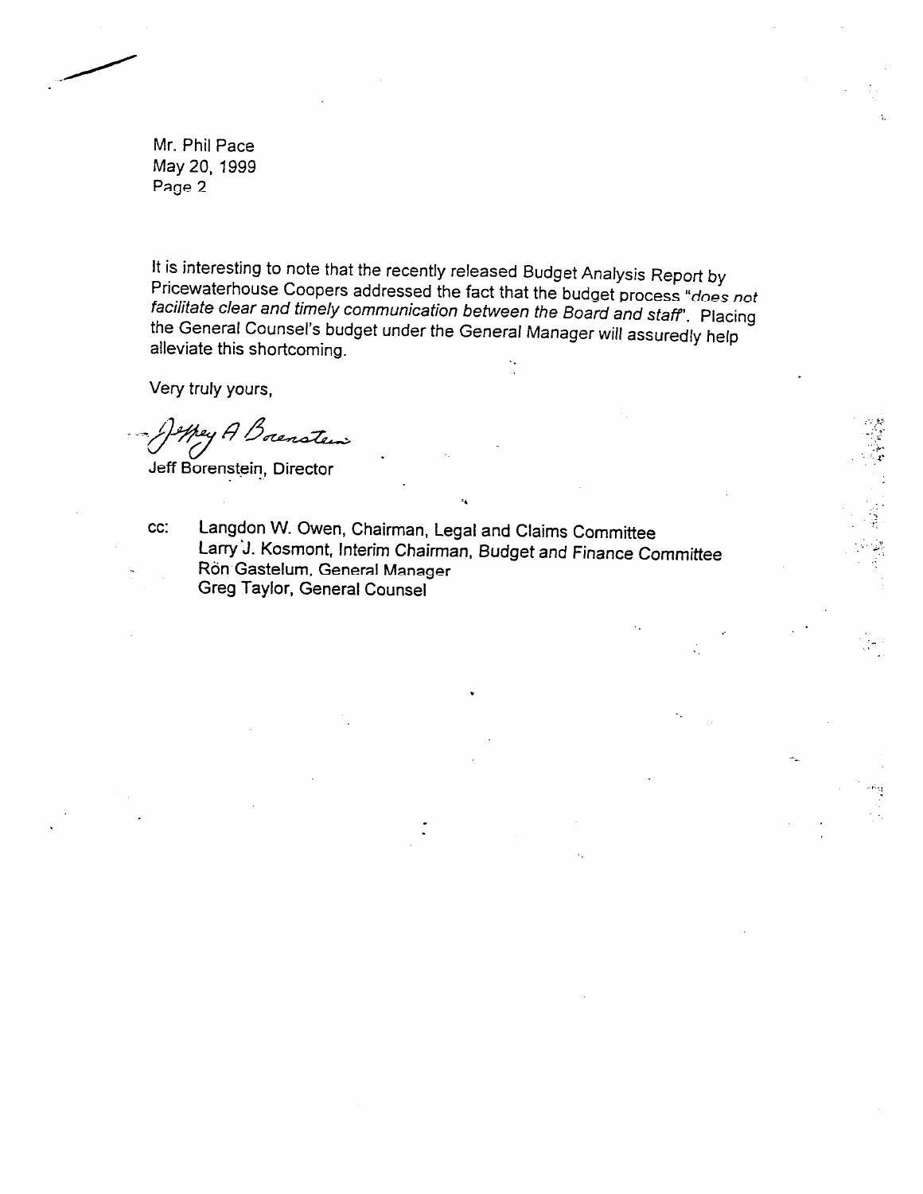Mr. Phil Pace
May 20, 1999
Page 2

It is interesting to note that the recently released Budget Analysis Report by Pricewaterhouse Coopers addressed the fact that the budget process "*does not facilitate clear and timely communication between the Board and staff*". Placing the General Counsel's budget under the General Manager will assuredly help alleviate this shortcoming.

Very truly yours,

Jeffrey A Borenstein

Jeff Borenstein, Director

cc: Langdon W. Owen, Chairman, Legal and Claims Committee
Larry J. Kosmont, Interim Chairman, Budget and Finance Committee
Ron Gastelum, General Manager
Greg Taylor, General Counsel